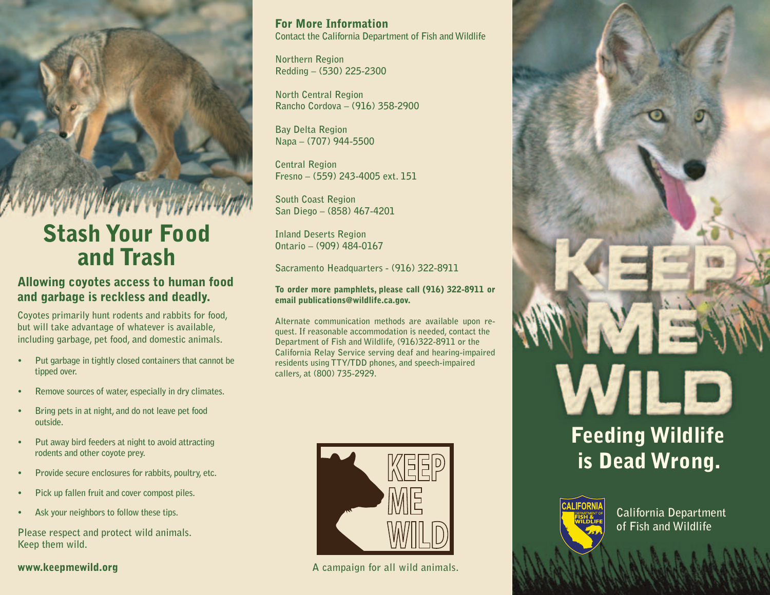# Stash Your Food and Trash

## Allowing coyotes access to human food and garbage is reckless and deadly.

Coyotes primarily hunt rodents and rabbits for food, but will take advantage of whatever is available, including garbage, pet food, and domestic animals.

- Put garbage in tightly closed containers that cannot be tipped over.
- Remove sources of water, especially in dry climates.
- Bring pets in at night, and do not leave pet food outside.
- Put away bird feeders at night to avoid attracting rodents and other coyote prey.
- Provide secure enclosures for rabbits, poultry, etc.
- Pick up fallen fruit and cover compost piles.
- Ask your neighbors to follow these tips.

Please respect and protect wild animals. Keep them wild.

**www.keepmewild.org**

## For More Information

Contact the California Department of Fish and Wildlife

Northern Region
Redding – (530) 225-2300

North Central Region
Rancho Cordova – (916) 358-2900

Bay Delta Region
Napa – (707) 944-5500

Central Region
Fresno – (559) 243-4005 ext. 151

South Coast Region
San Diego – (858) 467-4201

Inland Deserts Region
Ontario – (909) 484-0167

Sacramento Headquarters - (916) 322-8911

**To order more pamphlets, please call (916) 322-8911 or email publications@wildlife.ca.gov.**

Alternate communication methods are available upon request. If reasonable accommodation is needed, contact the Department of Fish and Wildlife, (916)322-8911 or the California Relay Service serving deaf and hearing-impaired residents using TTY/TDD phones, and speech-impaired callers, at (800) 735-2929.

KEEP ME WILD

A campaign for all wild animals.

# KEEP ME WILD

## Feeding Wildlife is Dead Wrong.

California Department of Fish and Wildlife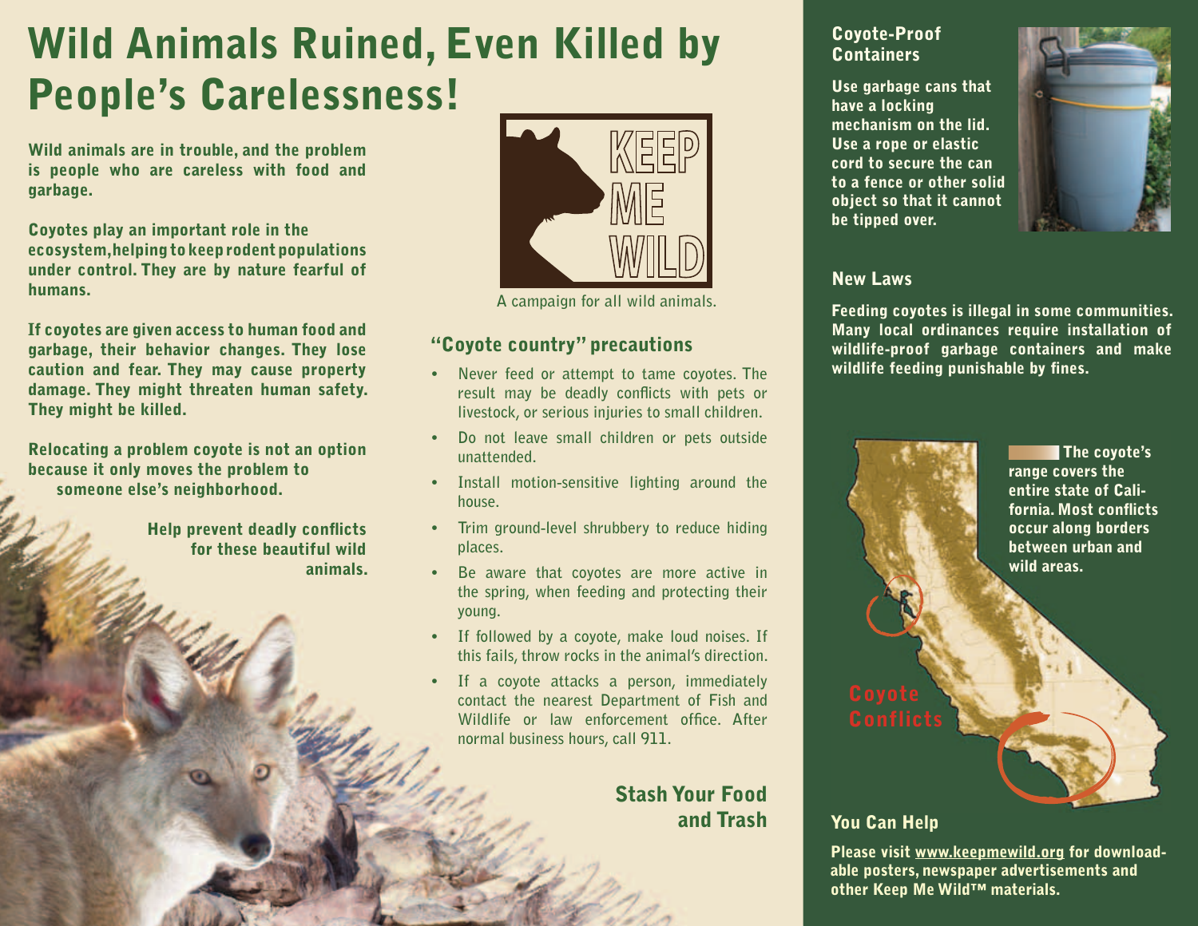# Wild Animals Ruined, Even Killed by People's Carelessness!

**Wild animals are in trouble, and the problem is people who are careless with food and garbage.**

**Coyotes play an important role in the ecosystem, helping to keep rodent populations under control. They are by nature fearful of humans.**

**If coyotes are given access to human food and garbage, their behavior changes. They lose caution and fear. They may cause property damage. They might threaten human safety. They might be killed.**

**Relocating a problem coyote is not an option because it only moves the problem to someone else's neighborhood.**

**Help prevent deadly conflicts for these beautiful wild animals.**

KEEP ME WILD

A campaign for all wild animals.

## "Coyote country" precautions

- Never feed or attempt to tame coyotes. The result may be deadly conflicts with pets or livestock, or serious injuries to small children.
- Do not leave small children or pets outside unattended.
- Install motion-sensitive lighting around the house.
- Trim ground-level shrubbery to reduce hiding places.
- Be aware that coyotes are more active in the spring, when feeding and protecting their young.
- If followed by a coyote, make loud noises. If this fails, throw rocks in the animal's direction.
- If a coyote attacks a person, immediately contact the nearest Department of Fish and Wildlife or law enforcement office. After normal business hours, call 911.

## Stash Your Food and Trash

### Coyote-Proof Containers

**Use garbage cans that have a locking mechanism on the lid. Use a rope or elastic cord to secure the can to a fence or other solid object so that it cannot be tipped over.**

### New Laws

**Feeding coyotes is illegal in some communities. Many local ordinances require installation of wildlife-proof garbage containers and make wildlife feeding punishable by fines.**

**The coyote's range covers the entire state of California. Most conflicts occur along borders between urban and wild areas.**

Coyote Conflicts

### You Can Help

**Please visit www.keepmewild.org for downloadable posters, newspaper advertisements and other Keep Me Wild™ materials.**